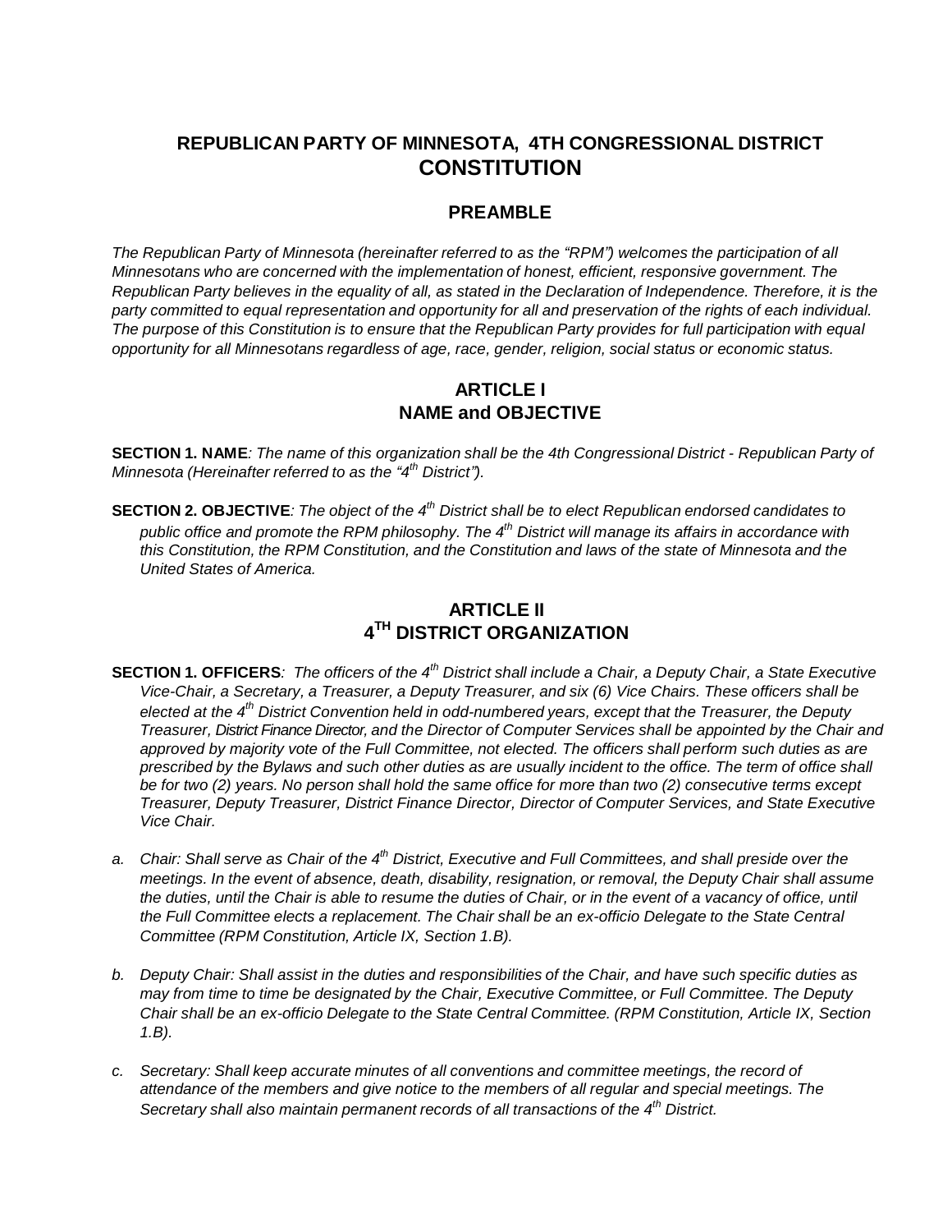# REPUBLICAN PARTY OF MINNESOTA, 4TH CONGRESSIONAL DISTRICT CONSTITUTION

## PREAMBLE

*The Republican Party of Minnesota (hereinafter referred to as the "RPM") welcomes the participation of all Minnesotans who are concerned with the implementation of honest, efficient, responsive government. The Republican Party believes in the equality of all, as stated in the Declaration of Independence. Therefore, it is the party committed to equal representation and opportunity for all and preservation of the rights of each individual. The purpose of this Constitution is to ensure that the Republican Party provides for full participation with equal opportunity for all Minnesotans regardless of age, race, gender, religion, social status or economic status.*

## ARTICLE I
## NAME and OBJECTIVE

**SECTION 1. NAME***: The name of this organization shall be the 4th Congressional District - Republican Party of Minnesota (Hereinafter referred to as the "4th District").*

**SECTION 2. OBJECTIVE***: The object of the 4th District shall be to elect Republican endorsed candidates to public office and promote the RPM philosophy. The 4th District will manage its affairs in accordance with this Constitution, the RPM Constitution, and the Constitution and laws of the state of Minnesota and the United States of America.*

## ARTICLE II
## 4TH DISTRICT ORGANIZATION

**SECTION 1. OFFICERS***: The officers of the 4th District shall include a Chair, a Deputy Chair, a State Executive Vice-Chair, a Secretary, a Treasurer, a Deputy Treasurer, and six (6) Vice Chairs. These officers shall be elected at the 4th District Convention held in odd-numbered years, except that the Treasurer, the Deputy Treasurer, District Finance Director, and the Director of Computer Services shall be appointed by the Chair and approved by majority vote of the Full Committee, not elected. The officers shall perform such duties as are prescribed by the Bylaws and such other duties as are usually incident to the office. The term of office shall be for two (2) years. No person shall hold the same office for more than two (2) consecutive terms except Treasurer, Deputy Treasurer, District Finance Director, Director of Computer Services, and State Executive Vice Chair.*

a. *Chair: Shall serve as Chair of the 4th District, Executive and Full Committees, and shall preside over the meetings. In the event of absence, death, disability, resignation, or removal, the Deputy Chair shall assume the duties, until the Chair is able to resume the duties of Chair, or in the event of a vacancy of office, until the Full Committee elects a replacement. The Chair shall be an ex-officio Delegate to the State Central Committee (RPM Constitution, Article IX, Section 1.B).*

b. *Deputy Chair: Shall assist in the duties and responsibilities of the Chair, and have such specific duties as may from time to time be designated by the Chair, Executive Committee, or Full Committee. The Deputy Chair shall be an ex-officio Delegate to the State Central Committee. (RPM Constitution, Article IX, Section 1.B).*

c. *Secretary: Shall keep accurate minutes of all conventions and committee meetings, the record of attendance of the members and give notice to the members of all regular and special meetings. The Secretary shall also maintain permanent records of all transactions of the 4th District.*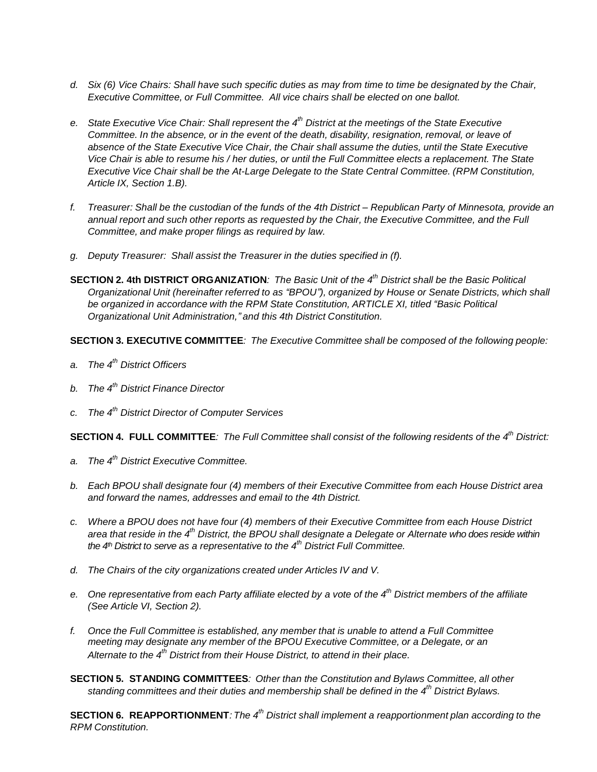*d. Six (6) Vice Chairs: Shall have such specific duties as may from time to time be designated by the Chair, Executive Committee, or Full Committee. All vice chairs shall be elected on one ballot.*

*e. State Executive Vice Chair: Shall represent the 4th District at the meetings of the State Executive Committee. In the absence, or in the event of the death, disability, resignation, removal, or leave of absence of the State Executive Vice Chair, the Chair shall assume the duties, until the State Executive Vice Chair is able to resume his / her duties, or until the Full Committee elects a replacement. The State Executive Vice Chair shall be the At-Large Delegate to the State Central Committee. (RPM Constitution, Article IX, Section 1.B).*

*f. Treasurer: Shall be the custodian of the funds of the 4th District – Republican Party of Minnesota, provide an annual report and such other reports as requested by the Chair, the Executive Committee, and the Full Committee, and make proper filings as required by law.*

*g. Deputy Treasurer: Shall assist the Treasurer in the duties specified in (f).*

**SECTION 2. 4th DISTRICT ORGANIZATION***: The Basic Unit of the 4th District shall be the Basic Political Organizational Unit (hereinafter referred to as "BPOU"), organized by House or Senate Districts, which shall be organized in accordance with the RPM State Constitution, ARTICLE XI, titled "Basic Political Organizational Unit Administration," and this 4th District Constitution.*

**SECTION 3. EXECUTIVE COMMITTEE***: The Executive Committee shall be composed of the following people:*

*a. The 4th District Officers*

*b. The 4th District Finance Director*

*c. The 4th District Director of Computer Services*

**SECTION 4. FULL COMMITTEE***: The Full Committee shall consist of the following residents of the 4th District:*

*a. The 4th District Executive Committee.*

*b. Each BPOU shall designate four (4) members of their Executive Committee from each House District area and forward the names, addresses and email to the 4th District.*

*c. Where a BPOU does not have four (4) members of their Executive Committee from each House District area that reside in the 4th District, the BPOU shall designate a Delegate or Alternate who does reside within the 4th District to serve as a representative to the 4th District Full Committee.*

*d. The Chairs of the city organizations created under Articles IV and V.*

*e. One representative from each Party affiliate elected by a vote of the 4th District members of the affiliate (See Article VI, Section 2).*

*f. Once the Full Committee is established, any member that is unable to attend a Full Committee meeting may designate any member of the BPOU Executive Committee, or a Delegate, or an Alternate to the 4th District from their House District, to attend in their place.*

**SECTION 5. STANDING COMMITTEES***: Other than the Constitution and Bylaws Committee, all other standing committees and their duties and membership shall be defined in the 4th District Bylaws.*

**SECTION 6. REAPPORTIONMENT***: The 4th District shall implement a reapportionment plan according to the RPM Constitution.*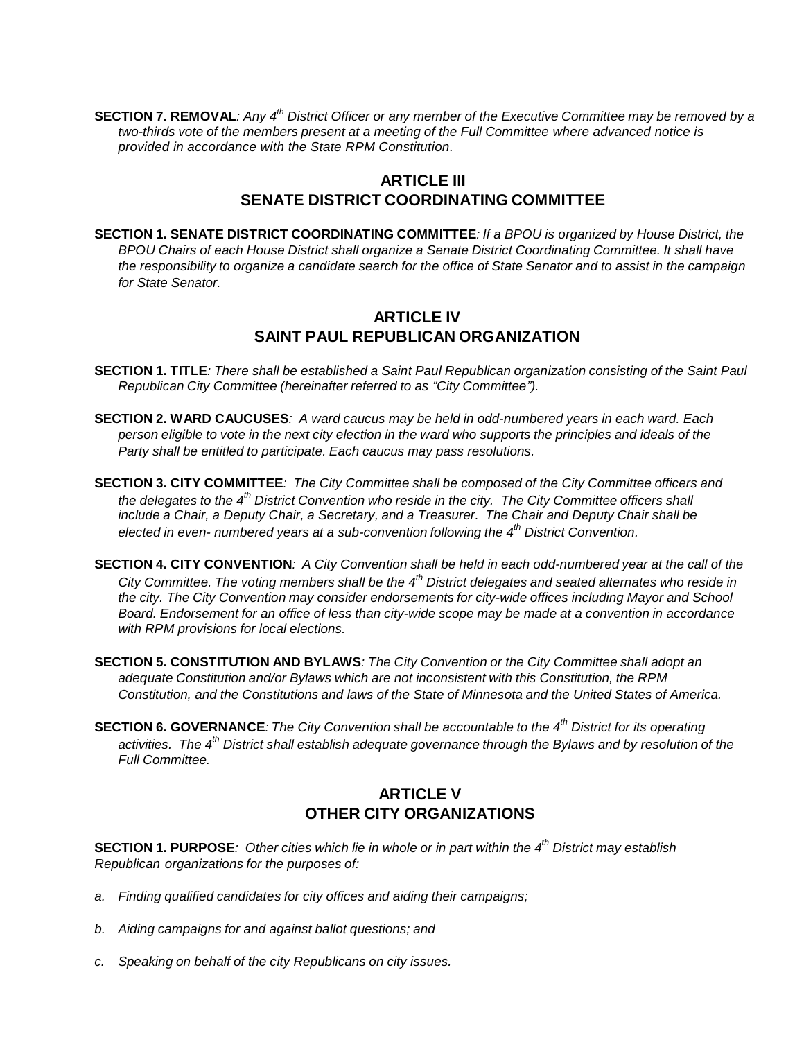**SECTION 7. REMOVAL***: Any 4th District Officer or any member of the Executive Committee may be removed by a two-thirds vote of the members present at a meeting of the Full Committee where advanced notice is provided in accordance with the State RPM Constitution*.

## ARTICLE III
## SENATE DISTRICT COORDINATING COMMITTEE

**SECTION 1. SENATE DISTRICT COORDINATING COMMITTEE***: If a BPOU is organized by House District, the BPOU Chairs of each House District shall organize a Senate District Coordinating Committee. It shall have the responsibility to organize a candidate search for the office of State Senator and to assist in the campaign for State Senator.*

## ARTICLE IV
## SAINT PAUL REPUBLICAN ORGANIZATION

**SECTION 1. TITLE***: There shall be established a Saint Paul Republican organization consisting of the Saint Paul Republican City Committee (hereinafter referred to as "City Committee").*

**SECTION 2. WARD CAUCUSES***: A ward caucus may be held in odd-numbered years in each ward. Each person eligible to vote in the next city election in the ward who supports the principles and ideals of the Party shall be entitled to participate. Each caucus may pass resolutions.*

**SECTION 3. CITY COMMITTEE***: The City Committee shall be composed of the City Committee officers and the delegates to the 4th District Convention who reside in the city. The City Committee officers shall include a Chair, a Deputy Chair, a Secretary, and a Treasurer. The Chair and Deputy Chair shall be elected in even- numbered years at a sub-convention following the 4th District Convention.*

**SECTION 4. CITY CONVENTION***: A City Convention shall be held in each odd-numbered year at the call of the City Committee. The voting members shall be the 4th District delegates and seated alternates who reside in the city. The City Convention may consider endorsements for city-wide offices including Mayor and School Board. Endorsement for an office of less than city-wide scope may be made at a convention in accordance with RPM provisions for local elections.*

**SECTION 5. CONSTITUTION AND BYLAWS***: The City Convention or the City Committee shall adopt an adequate Constitution and/or Bylaws which are not inconsistent with this Constitution, the RPM Constitution, and the Constitutions and laws of the State of Minnesota and the United States of America.*

**SECTION 6. GOVERNANCE***: The City Convention shall be accountable to the 4th District for its operating activities. The 4th District shall establish adequate governance through the Bylaws and by resolution of the Full Committee.*

## ARTICLE V
## OTHER CITY ORGANIZATIONS

**SECTION 1. PURPOSE***: Other cities which lie in whole or in part within the 4th District may establish Republican organizations for the purposes of:*

*a. Finding qualified candidates for city offices and aiding their campaigns;*

*b. Aiding campaigns for and against ballot questions; and*

*c. Speaking on behalf of the city Republicans on city issues.*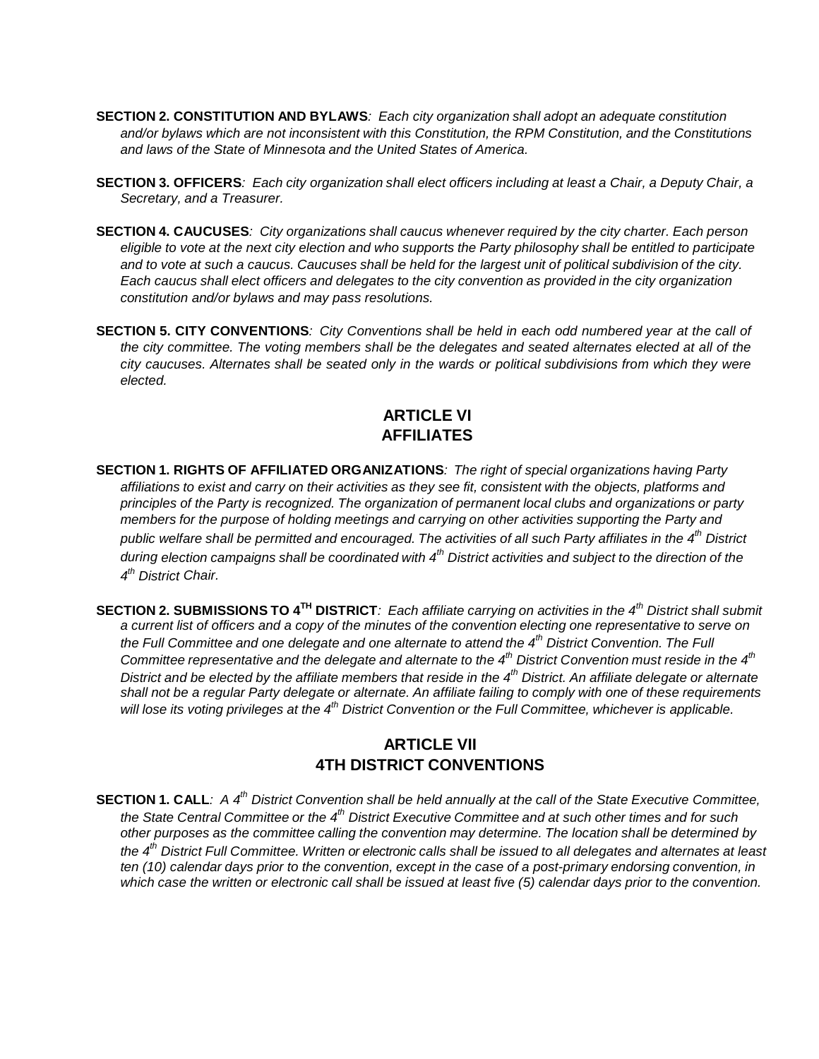**SECTION 2. CONSTITUTION AND BYLAWS***: Each city organization shall adopt an adequate constitution and/or bylaws which are not inconsistent with this Constitution, the RPM Constitution, and the Constitutions and laws of the State of Minnesota and the United States of America.*

**SECTION 3. OFFICERS***: Each city organization shall elect officers including at least a Chair, a Deputy Chair, a Secretary, and a Treasurer.*

**SECTION 4. CAUCUSES***: City organizations shall caucus whenever required by the city charter. Each person eligible to vote at the next city election and who supports the Party philosophy shall be entitled to participate and to vote at such a caucus. Caucuses shall be held for the largest unit of political subdivision of the city. Each caucus shall elect officers and delegates to the city convention as provided in the city organization constitution and/or bylaws and may pass resolutions.*

**SECTION 5. CITY CONVENTIONS***: City Conventions shall be held in each odd numbered year at the call of the city committee. The voting members shall be the delegates and seated alternates elected at all of the city caucuses. Alternates shall be seated only in the wards or political subdivisions from which they were elected.*

## ARTICLE VI
## AFFILIATES

**SECTION 1. RIGHTS OF AFFILIATED ORGANIZATIONS***: The right of special organizations having Party affiliations to exist and carry on their activities as they see fit, consistent with the objects, platforms and principles of the Party is recognized. The organization of permanent local clubs and organizations or party members for the purpose of holding meetings and carrying on other activities supporting the Party and public welfare shall be permitted and encouraged. The activities of all such Party affiliates in the 4th District during election campaigns shall be coordinated with 4th District activities and subject to the direction of the 4th District Chair.*

**SECTION 2. SUBMISSIONS TO 4TH DISTRICT***: Each affiliate carrying on activities in the 4th District shall submit a current list of officers and a copy of the minutes of the convention electing one representative to serve on the Full Committee and one delegate and one alternate to attend the 4th District Convention. The Full Committee representative and the delegate and alternate to the 4th District Convention must reside in the 4th District and be elected by the affiliate members that reside in the 4th District. An affiliate delegate or alternate shall not be a regular Party delegate or alternate. An affiliate failing to comply with one of these requirements will lose its voting privileges at the 4th District Convention or the Full Committee, whichever is applicable.*

## ARTICLE VII
## 4TH DISTRICT CONVENTIONS

**SECTION 1. CALL***: A 4th District Convention shall be held annually at the call of the State Executive Committee, the State Central Committee or the 4th District Executive Committee and at such other times and for such other purposes as the committee calling the convention may determine. The location shall be determined by the 4th District Full Committee. Written or electronic calls shall be issued to all delegates and alternates at least ten (10) calendar days prior to the convention, except in the case of a post-primary endorsing convention, in which case the written or electronic call shall be issued at least five (5) calendar days prior to the convention.*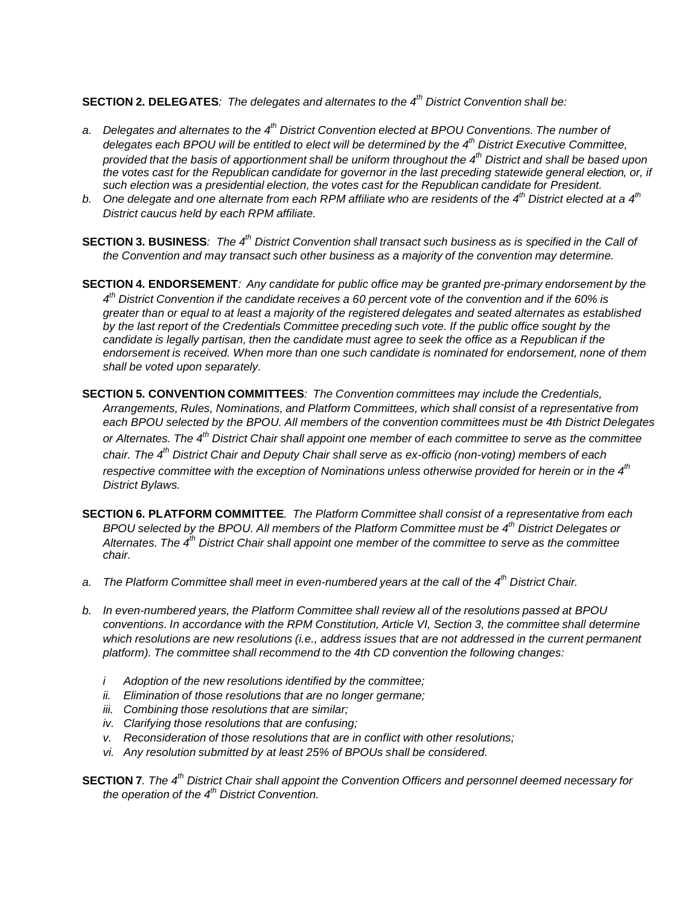**SECTION 2. DELEGATES***: The delegates and alternates to the 4th District Convention shall be:*

a. *Delegates and alternates to the 4th District Convention elected at BPOU Conventions. The number of delegates each BPOU will be entitled to elect will be determined by the 4th District Executive Committee, provided that the basis of apportionment shall be uniform throughout the 4th District and shall be based upon the votes cast for the Republican candidate for governor in the last preceding statewide general election, or, if such election was a presidential election, the votes cast for the Republican candidate for President.*
b. *One delegate and one alternate from each RPM affiliate who are residents of the 4th District elected at a 4th District caucus held by each RPM affiliate.*

**SECTION 3. BUSINESS***: The 4th District Convention shall transact such business as is specified in the Call of the Convention and may transact such other business as a majority of the convention may determine.*

**SECTION 4. ENDORSEMENT***: Any candidate for public office may be granted pre-primary endorsement by the 4th District Convention if the candidate receives a 60 percent vote of the convention and if the 60% is greater than or equal to at least a majority of the registered delegates and seated alternates as established by the last report of the Credentials Committee preceding such vote. If the public office sought by the candidate is legally partisan, then the candidate must agree to seek the office as a Republican if the endorsement is received. When more than one such candidate is nominated for endorsement, none of them shall be voted upon separately.*

**SECTION 5. CONVENTION COMMITTEES***: The Convention committees may include the Credentials, Arrangements, Rules, Nominations, and Platform Committees, which shall consist of a representative from each BPOU selected by the BPOU. All members of the convention committees must be 4th District Delegates or Alternates. The 4th District Chair shall appoint one member of each committee to serve as the committee chair. The 4th District Chair and Deputy Chair shall serve as ex-officio (non-voting) members of each respective committee with the exception of Nominations unless otherwise provided for herein or in the 4th District Bylaws.*

**SECTION 6. PLATFORM COMMITTEE***. The Platform Committee shall consist of a representative from each BPOU selected by the BPOU. All members of the Platform Committee must be 4th District Delegates or Alternates. The 4th District Chair shall appoint one member of the committee to serve as the committee chair.*

a. *The Platform Committee shall meet in even-numbered years at the call of the 4th District Chair.*

b. *In even-numbered years, the Platform Committee shall review all of the resolutions passed at BPOU conventions. In accordance with the RPM Constitution, Article VI, Section 3, the committee shall determine which resolutions are new resolutions (i.e., address issues that are not addressed in the current permanent platform). The committee shall recommend to the 4th CD convention the following changes:*

   i *Adoption of the new resolutions identified by the committee;*
   ii. *Elimination of those resolutions that are no longer germane;*
   iii. *Combining those resolutions that are similar;*
   iv. *Clarifying those resolutions that are confusing;*
   v. *Reconsideration of those resolutions that are in conflict with other resolutions;*
   vi. *Any resolution submitted by at least 25% of BPOUs shall be considered.*

**SECTION 7***. The 4th District Chair shall appoint the Convention Officers and personnel deemed necessary for the operation of the 4th District Convention.*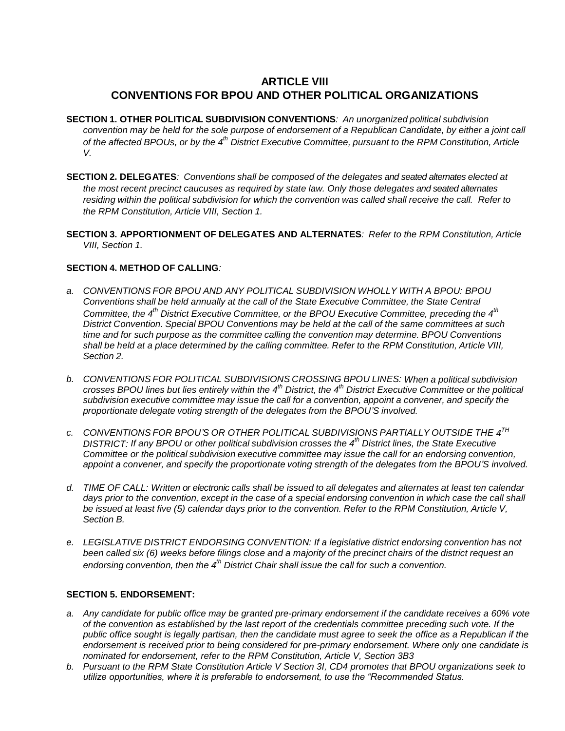# ARTICLE VIII
# CONVENTIONS FOR BPOU AND OTHER POLITICAL ORGANIZATIONS

**SECTION 1. OTHER POLITICAL SUBDIVISION CONVENTIONS**: *An unorganized political subdivision convention may be held for the sole purpose of endorsement of a Republican Candidate, by either a joint call of the affected BPOUs, or by the 4th District Executive Committee, pursuant to the RPM Constitution, Article V.*

**SECTION 2. DELEGATES**: *Conventions shall be composed of the delegates and seated alternates elected at the most recent precinct caucuses as required by state law. Only those delegates and seated alternates residing within the political subdivision for which the convention was called shall receive the call. Refer to the RPM Constitution, Article VIII, Section 1.*

**SECTION 3. APPORTIONMENT OF DELEGATES AND ALTERNATES**: *Refer to the RPM Constitution, Article VIII, Section 1.*

**SECTION 4. METHOD OF CALLING**:

*a. CONVENTIONS FOR BPOU AND ANY POLITICAL SUBDIVISION WHOLLY WITH A BPOU: BPOU Conventions shall be held annually at the call of the State Executive Committee, the State Central Committee, the 4th District Executive Committee, or the BPOU Executive Committee, preceding the 4th District Convention. Special BPOU Conventions may be held at the call of the same committees at such time and for such purpose as the committee calling the convention may determine. BPOU Conventions shall be held at a place determined by the calling committee. Refer to the RPM Constitution, Article VIII, Section 2.*

*b. CONVENTIONS FOR POLITICAL SUBDIVISIONS CROSSING BPOU LINES: When a political subdivision crosses BPOU lines but lies entirely within the 4th District, the 4th District Executive Committee or the political subdivision executive committee may issue the call for a convention, appoint a convener, and specify the proportionate delegate voting strength of the delegates from the BPOU'S involved.*

*c. CONVENTIONS FOR BPOU'S OR OTHER POLITICAL SUBDIVISIONS PARTIALLY OUTSIDE THE 4TH DISTRICT: If any BPOU or other political subdivision crosses the 4th District lines, the State Executive Committee or the political subdivision executive committee may issue the call for an endorsing convention, appoint a convener, and specify the proportionate voting strength of the delegates from the BPOU'S involved.*

*d. TIME OF CALL: Written or electronic calls shall be issued to all delegates and alternates at least ten calendar days prior to the convention, except in the case of a special endorsing convention in which case the call shall be issued at least five (5) calendar days prior to the convention. Refer to the RPM Constitution, Article V, Section B.*

*e. LEGISLATIVE DISTRICT ENDORSING CONVENTION: If a legislative district endorsing convention has not been called six (6) weeks before filings close and a majority of the precinct chairs of the district request an endorsing convention, then the 4th District Chair shall issue the call for such a convention.*

**SECTION 5. ENDORSEMENT:**

*a. Any candidate for public office may be granted pre-primary endorsement if the candidate receives a 60% vote of the convention as established by the last report of the credentials committee preceding such vote. If the public office sought is legally partisan, then the candidate must agree to seek the office as a Republican if the endorsement is received prior to being considered for pre-primary endorsement. Where only one candidate is nominated for endorsement, refer to the RPM Constitution, Article V, Section 3B3*

*b. Pursuant to the RPM State Constitution Article V Section 3I, CD4 promotes that BPOU organizations seek to utilize opportunities, where it is preferable to endorsement, to use the "Recommended Status.*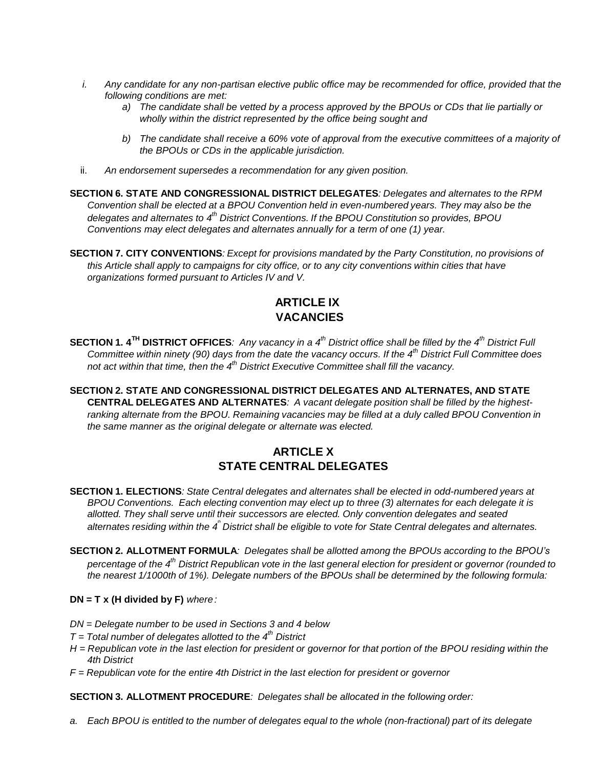i. *Any candidate for any non-partisan elective public office may be recommended for office, provided that the following conditions are met:*
    a) *The candidate shall be vetted by a process approved by the BPOUs or CDs that lie partially or wholly within the district represented by the office being sought and*
    b) *The candidate shall receive a 60% vote of approval from the executive committees of a majority of the BPOUs or CDs in the applicable jurisdiction.*

ii. *An endorsement supersedes a recommendation for any given position.*

**SECTION 6. STATE AND CONGRESSIONAL DISTRICT DELEGATES***: Delegates and alternates to the RPM Convention shall be elected at a BPOU Convention held in even-numbered years. They may also be the delegates and alternates to 4th District Conventions. If the BPOU Constitution so provides, BPOU Conventions may elect delegates and alternates annually for a term of one (1) year.*

**SECTION 7. CITY CONVENTIONS***: Except for provisions mandated by the Party Constitution, no provisions of this Article shall apply to campaigns for city office, or to any city conventions within cities that have organizations formed pursuant to Articles IV and V.*

## ARTICLE IX
## VACANCIES

**SECTION 1. 4TH DISTRICT OFFICES***: Any vacancy in a 4th District office shall be filled by the 4th District Full Committee within ninety (90) days from the date the vacancy occurs. If the 4th District Full Committee does not act within that time, then the 4th District Executive Committee shall fill the vacancy.*

**SECTION 2. STATE AND CONGRESSIONAL DISTRICT DELEGATES AND ALTERNATES, AND STATE CENTRAL DELEGATES AND ALTERNATES***: A vacant delegate position shall be filled by the highest-ranking alternate from the BPOU. Remaining vacancies may be filled at a duly called BPOU Convention in the same manner as the original delegate or alternate was elected.*

## ARTICLE X
## STATE CENTRAL DELEGATES

**SECTION 1. ELECTIONS***: State Central delegates and alternates shall be elected in odd-numbered years at BPOU Conventions. Each electing convention may elect up to three (3) alternates for each delegate it is allotted. They shall serve until their successors are elected. Only convention delegates and seated alternates residing within the 4th District shall be eligible to vote for State Central delegates and alternates.*

**SECTION 2. ALLOTMENT FORMULA***: Delegates shall be allotted among the BPOUs according to the BPOU's percentage of the 4th District Republican vote in the last general election for president or governor (rounded to the nearest 1/1000th of 1%). Delegate numbers of the BPOUs shall be determined by the following formula:*

**DN = T x (H divided by F)** *where:*

*DN = Delegate number to be used in Sections 3 and 4 below*

*T = Total number of delegates allotted to the 4th District*

*H = Republican vote in the last election for president or governor for that portion of the BPOU residing within the 4th District*

*F = Republican vote for the entire 4th District in the last election for president or governor*

**SECTION 3. ALLOTMENT PROCEDURE***: Delegates shall be allocated in the following order:*

a. *Each BPOU is entitled to the number of delegates equal to the whole (non-fractional) part of its delegate*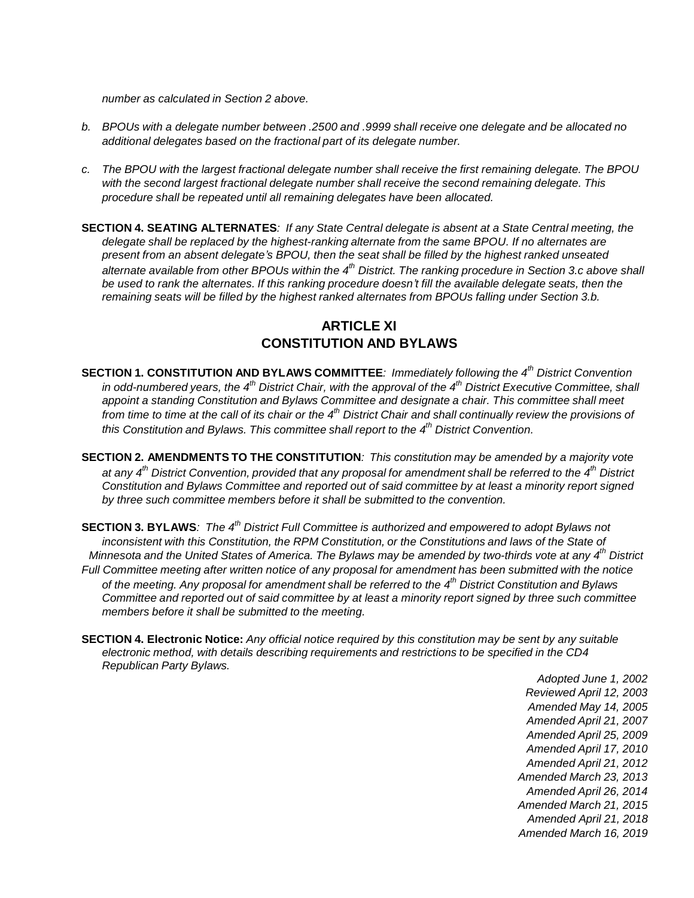*number as calculated in Section 2 above.*

b. *BPOUs with a delegate number between .2500 and .9999 shall receive one delegate and be allocated no additional delegates based on the fractional part of its delegate number.*

c. *The BPOU with the largest fractional delegate number shall receive the first remaining delegate. The BPOU with the second largest fractional delegate number shall receive the second remaining delegate. This procedure shall be repeated until all remaining delegates have been allocated.*

**SECTION 4. SEATING ALTERNATES***: If any State Central delegate is absent at a State Central meeting, the delegate shall be replaced by the highest-ranking alternate from the same BPOU. If no alternates are present from an absent delegate's BPOU, then the seat shall be filled by the highest ranked unseated alternate available from other BPOUs within the 4th District. The ranking procedure in Section 3.c above shall be used to rank the alternates. If this ranking procedure doesn't fill the available delegate seats, then the remaining seats will be filled by the highest ranked alternates from BPOUs falling under Section 3.b.*

## ARTICLE XI
## CONSTITUTION AND BYLAWS

**SECTION 1. CONSTITUTION AND BYLAWS COMMITTEE***: Immediately following the 4th District Convention in odd-numbered years, the 4th District Chair, with the approval of the 4th District Executive Committee, shall appoint a standing Constitution and Bylaws Committee and designate a chair. This committee shall meet from time to time at the call of its chair or the 4th District Chair and shall continually review the provisions of this Constitution and Bylaws. This committee shall report to the 4th District Convention.*

**SECTION 2. AMENDMENTS TO THE CONSTITUTION***: This constitution may be amended by a majority vote at any 4th District Convention, provided that any proposal for amendment shall be referred to the 4th District Constitution and Bylaws Committee and reported out of said committee by at least a minority report signed by three such committee members before it shall be submitted to the convention.*

**SECTION 3. BYLAWS***: The 4th District Full Committee is authorized and empowered to adopt Bylaws not inconsistent with this Constitution, the RPM Constitution, or the Constitutions and laws of the State of Minnesota and the United States of America. The Bylaws may be amended by two-thirds vote at any 4th District Full Committee meeting after written notice of any proposal for amendment has been submitted with the notice of the meeting. Any proposal for amendment shall be referred to the 4th District Constitution and Bylaws Committee and reported out of said committee by at least a minority report signed by three such committee members before it shall be submitted to the meeting.*

**SECTION 4. Electronic Notice:** *Any official notice required by this constitution may be sent by any suitable electronic method, with details describing requirements and restrictions to be specified in the CD4 Republican Party Bylaws.*

*Adopted June 1, 2002*
*Reviewed April 12, 2003*
*Amended May 14, 2005*
*Amended April 21, 2007*
*Amended April 25, 2009*
*Amended April 17, 2010*
*Amended April 21, 2012*
*Amended March 23, 2013*
*Amended April 26, 2014*
*Amended March 21, 2015*
*Amended April 21, 2018*
*Amended March 16, 2019*